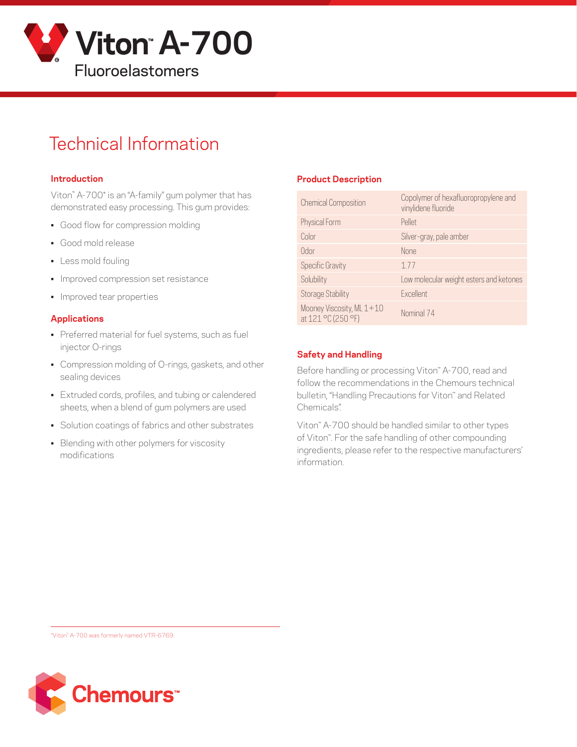# Viton™ A-700

Fluoroelastomers

## Technical Information

### Introduction

Viton™ A-700* is an "A-family" gum polymer that has demonstrated easy processing. This gum provides:

- Good flow for compression molding
- Good mold release
- Less mold fouling
- Improved compression set resistance
- Improved tear properties

### Applications

- Preferred material for fuel systems, such as fuel injector O-rings
- Compression molding of O-rings, gaskets, and other sealing devices
- Extruded cords, profiles, and tubing or calendered sheets, when a blend of gum polymers are used
- Solution coatings of fabrics and other substrates
- Blending with other polymers for viscosity modifications

### Product Description

| | |
|---|---|
| Chemical Composition | Copolymer of hexafluoropropylene and vinylidene fluoride |
| Physical Form | Pellet |
| Color | Silver-gray, pale amber |
| Odor | None |
| Specific Gravity | 1.77 |
| Solubility | Low molecular weight esters and ketones |
| Storage Stability | Excellent |
| Mooney Viscosity, ML 1+10 at 121 °C (250 °F) | Nominal 74 |

### Safety and Handling

Before handling or processing Viton™ A-700, read and follow the recommendations in the Chemours technical bulletin, "Handling Precautions for Viton™ and Related Chemicals".

Viton™ A-700 should be handled similar to other types of Viton™. For the safe handling of other compounding ingredients, please refer to the respective manufacturers' information.

*Viton™ A-700 was formerly named VTR-6769.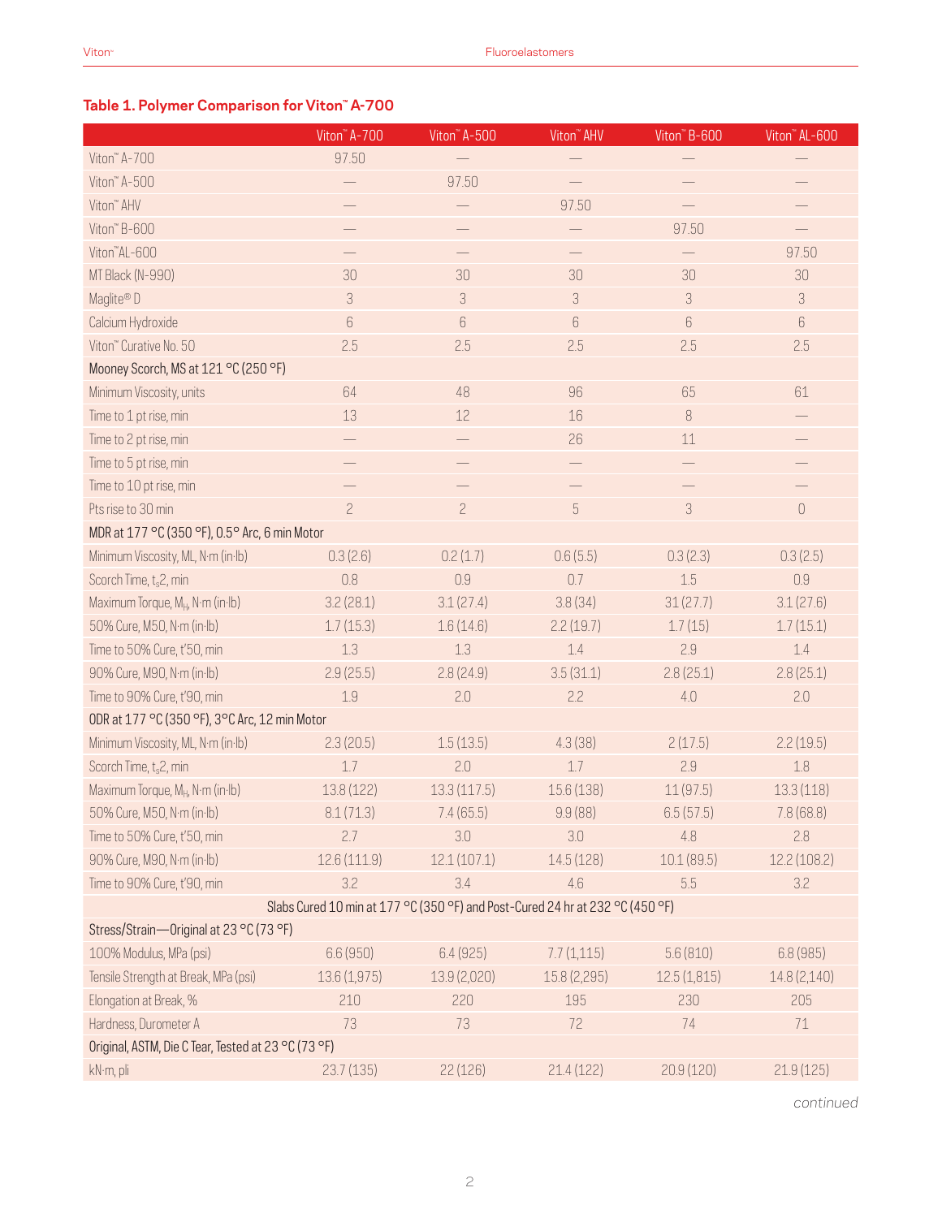## Table 1. Polymer Comparison for Viton™ A-700

| | Viton™ A-700 | Viton™ A-500 | Viton™ AHV | Viton™ B-600 | Viton™ AL-600 |
|---|---|---|---|---|---|
| Viton™ A-700 | 97.50 | — | — | — | — |
| Viton™ A-500 | — | 97.50 | — | — | — |
| Viton™ AHV | — | — | 97.50 | — | — |
| Viton™ B-600 | — | — | — | 97.50 | — |
| Viton™AL-600 | — | — | — | — | 97.50 |
| MT Black (N-990) | 30 | 30 | 30 | 30 | 30 |
| Maglite® D | 3 | 3 | 3 | 3 | 3 |
| Calcium Hydroxide | 6 | 6 | 6 | 6 | 6 |
| Viton™ Curative No. 50 | 2.5 | 2.5 | 2.5 | 2.5 | 2.5 |
| Mooney Scorch, MS at 121 °C (250 °F) | | | | | |
| Minimum Viscosity, units | 64 | 48 | 96 | 65 | 61 |
| Time to 1 pt rise, min | 13 | 12 | 16 | 8 | — |
| Time to 2 pt rise, min | — | — | 26 | 11 | — |
| Time to 5 pt rise, min | — | — | — | — | — |
| Time to 10 pt rise, min | — | — | — | — | — |
| Pts rise to 30 min | 2 | 2 | 5 | 3 | 0 |
| MDR at 177 °C (350 °F), 0.5° Arc, 6 min Motor | | | | | |
| Minimum Viscosity, ML, N·m (in·lb) | 0.3 (2.6) | 0.2 (1.7) | 0.6 (5.5) | 0.3 (2.3) | 0.3 (2.5) |
| Scorch Time, $t_s2$, min | 0.8 | 0.9 | 0.7 | 1.5 | 0.9 |
| Maximum Torque, $M_H$, N·m (in·lb) | 3.2 (28.1) | 3.1 (27.4) | 3.8 (34) | 31 (27.7) | 3.1 (27.6) |
| 50% Cure, M50, N·m (in·lb) | 1.7 (15.3) | 1.6 (14.6) | 2.2 (19.7) | 1.7 (15) | 1.7 (15.1) |
| Time to 50% Cure, t'50, min | 1.3 | 1.3 | 1.4 | 2.9 | 1.4 |
| 90% Cure, M90, N·m (in·lb) | 2.9 (25.5) | 2.8 (24.9) | 3.5 (31.1) | 2.8 (25.1) | 2.8 (25.1) |
| Time to 90% Cure, t'90, min | 1.9 | 2.0 | 2.2 | 4.0 | 2.0 |
| ODR at 177 °C (350 °F), 3°C Arc, 12 min Motor | | | | | |
| Minimum Viscosity, ML, N·m (in·lb) | 2.3 (20.5) | 1.5 (13.5) | 4.3 (38) | 2 (17.5) | 2.2 (19.5) |
| Scorch Time, $t_s2$, min | 1.7 | 2.0 | 1.7 | 2.9 | 1.8 |
| Maximum Torque, $M_H$, N·m (in·lb) | 13.8 (122) | 13.3 (117.5) | 15.6 (138) | 11 (97.5) | 13.3 (118) |
| 50% Cure, M50, N·m (in·lb) | 8.1 (71.3) | 7.4 (65.5) | 9.9 (88) | 6.5 (57.5) | 7.8 (68.8) |
| Time to 50% Cure, t'50, min | 2.7 | 3.0 | 3.0 | 4.8 | 2.8 |
| 90% Cure, M90, N·m (in·lb) | 12.6 (111.9) | 12.1 (107.1) | 14.5 (128) | 10.1 (89.5) | 12.2 (108.2) |
| Time to 90% Cure, t'90, min | 3.2 | 3.4 | 4.6 | 5.5 | 3.2 |
| Slabs Cured 10 min at 177 °C (350 °F) and Post-Cured 24 hr at 232 °C (450 °F) | | | | | |
| Stress/Strain—Original at 23 °C (73 °F) | | | | | |
| 100% Modulus, MPa (psi) | 6.6 (950) | 6.4 (925) | 7.7 (1,115) | 5.6 (810) | 6.8 (985) |
| Tensile Strength at Break, MPa (psi) | 13.6 (1,975) | 13.9 (2,020) | 15.8 (2,295) | 12.5 (1,815) | 14.8 (2,140) |
| Elongation at Break, % | 210 | 220 | 195 | 230 | 205 |
| Hardness, Durometer A | 73 | 73 | 72 | 74 | 71 |
| Original, ASTM, Die C Tear, Tested at 23 °C (73 °F) | | | | | |
| kN·m, pli | 23.7 (135) | 22 (126) | 21.4 (122) | 20.9 (120) | 21.9 (125) |

*continued*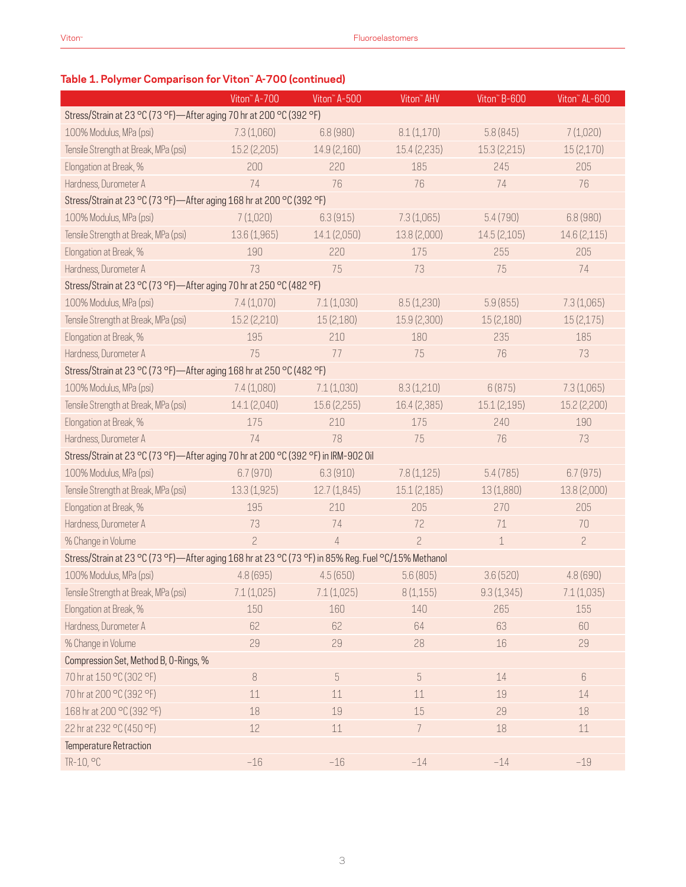### Table 1. Polymer Comparison for Viton™ A-700 (continued)

| | Viton™ A-700 | Viton™ A-500 | Viton™ AHV | Viton™ B-600 | Viton™ AL-600 |
|---|---|---|---|---|---|
| Stress/Strain at 23 °C (73 °F)—After aging 70 hr at 200 °C (392 °F) | | | | | |
| 100% Modulus, MPa (psi) | 7.3 (1,060) | 6.8 (980) | 8.1 (1,170) | 5.8 (845) | 7 (1,020) |
| Tensile Strength at Break, MPa (psi) | 15.2 (2,205) | 14.9 (2,160) | 15.4 (2,235) | 15.3 (2,215) | 15 (2,170) |
| Elongation at Break, % | 200 | 220 | 185 | 245 | 205 |
| Hardness, Durometer A | 74 | 76 | 76 | 74 | 76 |
| Stress/Strain at 23 °C (73 °F)—After aging 168 hr at 200 °C (392 °F) | | | | | |
| 100% Modulus, MPa (psi) | 7 (1,020) | 6.3 (915) | 7.3 (1,065) | 5.4 (790) | 6.8 (980) |
| Tensile Strength at Break, MPa (psi) | 13.6 (1,965) | 14.1 (2,050) | 13.8 (2,000) | 14.5 (2,105) | 14.6 (2,115) |
| Elongation at Break, % | 190 | 220 | 175 | 255 | 205 |
| Hardness, Durometer A | 73 | 75 | 73 | 75 | 74 |
| Stress/Strain at 23 °C (73 °F)—After aging 70 hr at 250 °C (482 °F) | | | | | |
| 100% Modulus, MPa (psi) | 7.4 (1,070) | 7.1 (1,030) | 8.5 (1,230) | 5.9 (855) | 7.3 (1,065) |
| Tensile Strength at Break, MPa (psi) | 15.2 (2,210) | 15 (2,180) | 15.9 (2,300) | 15 (2,180) | 15 (2,175) |
| Elongation at Break, % | 195 | 210 | 180 | 235 | 185 |
| Hardness, Durometer A | 75 | 77 | 75 | 76 | 73 |
| Stress/Strain at 23 °C (73 °F)—After aging 168 hr at 250 °C (482 °F) | | | | | |
| 100% Modulus, MPa (psi) | 7.4 (1,080) | 7.1 (1,030) | 8.3 (1,210) | 6 (875) | 7.3 (1,065) |
| Tensile Strength at Break, MPa (psi) | 14.1 (2,040) | 15.6 (2,255) | 16.4 (2,385) | 15.1 (2,195) | 15.2 (2,200) |
| Elongation at Break, % | 175 | 210 | 175 | 240 | 190 |
| Hardness, Durometer A | 74 | 78 | 75 | 76 | 73 |
| Stress/Strain at 23 °C (73 °F)—After aging 70 hr at 200 °C (392 °F) in IRM-902 Oil | | | | | |
| 100% Modulus, MPa (psi) | 6.7 (970) | 6.3 (910) | 7.8 (1,125) | 5.4 (785) | 6.7 (975) |
| Tensile Strength at Break, MPa (psi) | 13.3 (1,925) | 12.7 (1,845) | 15.1 (2,185) | 13 (1,880) | 13.8 (2,000) |
| Elongation at Break, % | 195 | 210 | 205 | 270 | 205 |
| Hardness, Durometer A | 73 | 74 | 72 | 71 | 70 |
| % Change in Volume | 2 | 4 | 2 | 1 | 2 |
| Stress/Strain at 23 °C (73 °F)—After aging 168 hr at 23 °C (73 °F) in 85% Reg. Fuel °C/15% Methanol | | | | | |
| 100% Modulus, MPa (psi) | 4.8 (695) | 4.5 (650) | 5.6 (805) | 3.6 (520) | 4.8 (690) |
| Tensile Strength at Break, MPa (psi) | 7.1 (1,025) | 7.1 (1,025) | 8 (1,155) | 9.3 (1,345) | 7.1 (1,035) |
| Elongation at Break, % | 150 | 160 | 140 | 265 | 155 |
| Hardness, Durometer A | 62 | 62 | 64 | 63 | 60 |
| % Change in Volume | 29 | 29 | 28 | 16 | 29 |
| Compression Set, Method B, O-Rings, % | | | | | |
| 70 hr at 150 °C (302 °F) | 8 | 5 | 5 | 14 | 6 |
| 70 hr at 200 °C (392 °F) | 11 | 11 | 11 | 19 | 14 |
| 168 hr at 200 °C (392 °F) | 18 | 19 | 15 | 29 | 18 |
| 22 hr at 232 °C (450 °F) | 12 | 11 | 7 | 18 | 11 |
| Temperature Retraction | | | | | |
| TR-10, °C | −16 | −16 | −14 | −14 | −19 |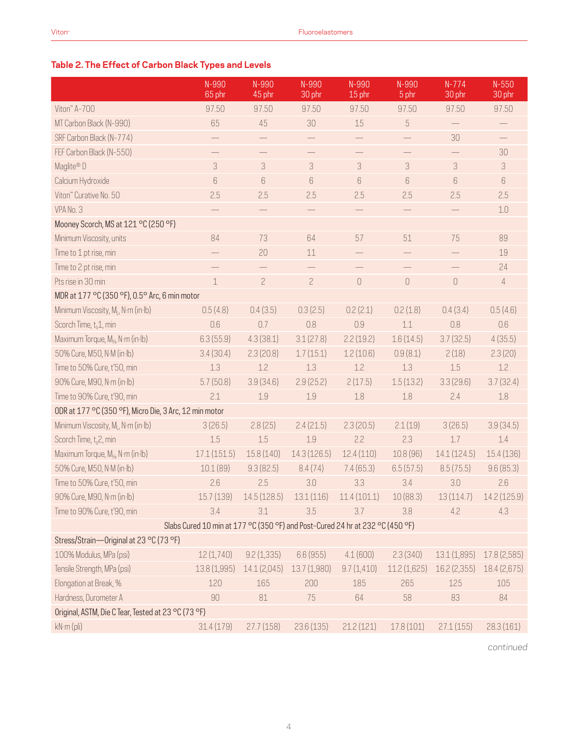## Table 2. The Effect of Carbon Black Types and Levels

| | N-990 65 phr | N-990 45 phr | N-990 30 phr | N-990 15 phr | N-990 5 phr | N-774 30 phr | N-550 30 phr |
|---|---|---|---|---|---|---|---|
| Viton™ A-700 | 97.50 | 97.50 | 97.50 | 97.50 | 97.50 | 97.50 | 97.50 |
| MT Carbon Black (N-990) | 65 | 45 | 30 | 15 | 5 | — | — |
| SRF Carbon Black (N-774) | — | — | — | — | — | 30 | — |
| FEF Carbon Black (N-550) | — | — | — | — | — | — | 30 |
| Maglite® D | 3 | 3 | 3 | 3 | 3 | 3 | 3 |
| Calcium Hydroxide | 6 | 6 | 6 | 6 | 6 | 6 | 6 |
| Viton™ Curative No. 50 | 2.5 | 2.5 | 2.5 | 2.5 | 2.5 | 2.5 | 2.5 |
| VPA No. 3 | — | — | — | — | — | — | 1.0 |
| **Mooney Scorch, MS at 121 °C (250 °F)** | | | | | | | |
| Minimum Viscosity, units | 84 | 73 | 64 | 57 | 51 | 75 | 89 |
| Time to 1 pt rise, min | — | 20 | 11 | — | — | — | 19 |
| Time to 2 pt rise, min | — | — | — | — | — | — | 24 |
| Pts rise in 30 min | 1 | 2 | 2 | 0 | 0 | 0 | 4 |
| **MDR at 177 °C (350 °F), 0.5° Arc, 6 min motor** | | | | | | | |
| Minimum Viscosity, $M_L$, N·m (in·lb) | 0.5 (4.8) | 0.4 (3.5) | 0.3 (2.5) | 0.2 (2.1) | 0.2 (1.8) | 0.4 (3.4) | 0.5 (4.6) |
| Scorch Time, $t_s1$, min | 0.6 | 0.7 | 0.8 | 0.9 | 1.1 | 0.8 | 0.6 |
| Maximum Torque, $M_H$, N·m (in·lb) | 6.3 (55.9) | 4.3 (38.1) | 3.1 (27.8) | 2.2 (19.2) | 1.6 (14.5) | 3.7 (32.5) | 4 (35.5) |
| 50% Cure, M50, N·M (in·lb) | 3.4 (30.4) | 2.3 (20.8) | 1.7 (15.1) | 1.2 (10.6) | 0.9 (8.1) | 2 (18) | 2.3 (20) |
| Time to 50% Cure, t'50, min | 1.3 | 1.2 | 1.3 | 1.2 | 1.3 | 1.5 | 1.2 |
| 90% Cure, M90, N·m (in·lb) | 5.7 (50.8) | 3.9 (34.6) | 2.9 (25.2) | 2 (17.5) | 1.5 (13.2) | 3.3 (29.6) | 3.7 (32.4) |
| Time to 90% Cure, t'90, min | 2.1 | 1.9 | 1.9 | 1.8 | 1.8 | 2.4 | 1.8 |
| **ODR at 177 °C (350 °F), Micro Die, 3 Arc, 12 min motor** | | | | | | | |
| Minimum Viscosity, $M_L$, N·m (in·lb) | 3 (26.5) | 2.8 (25) | 2.4 (21.5) | 2.3 (20.5) | 2.1 (19) | 3 (26.5) | 3.9 (34.5) |
| Scorch Time, $t_s2$, min | 1.5 | 1.5 | 1.9 | 2.2 | 2.3 | 1.7 | 1.4 |
| Maximum Torque, $M_H$, N·m (in·lb) | 17.1 (151.5) | 15.8 (140) | 14.3 (126.5) | 12.4 (110) | 10.8 (96) | 14.1 (124.5) | 15.4 (136) |
| 50% Cure, M50, N·M (in·lb) | 10.1 (89) | 9.3 (82.5) | 8.4 (74) | 7.4 (65.3) | 6.5 (57.5) | 8.5 (75.5) | 9.6 (85.3) |
| Time to 50% Cure, t'50, min | 2.6 | 2.5 | 3.0 | 3.3 | 3.4 | 3.0 | 2.6 |
| 90% Cure, M90, N·m (in·lb) | 15.7 (139) | 14.5 (128.5) | 13.1 (116) | 11.4 (101.1) | 10 (88.3) | 13 (114.7) | 14.2 (125.9) |
| Time to 90% Cure, t'90, min | 3.4 | 3.1 | 3.5 | 3.7 | 3.8 | 4.2 | 4.3 |
| **Slabs Cured 10 min at 177 °C (350 °F) and Post-Cured 24 hr at 232 °C (450 °F)** | | | | | | | |
| **Stress/Strain—Original at 23 °C (73 °F)** | | | | | | | |
| 100% Modulus, MPa (psi) | 12 (1,740) | 9.2 (1,335) | 6.6 (955) | 4.1 (600) | 2.3 (340) | 13.1 (1,895) | 17.8 (2,585) |
| Tensile Strength, MPa (psi) | 13.8 (1,995) | 14.1 (2,045) | 13.7 (1,980) | 9.7 (1,410) | 11.2 (1,625) | 16.2 (2,355) | 18.4 (2,675) |
| Elongation at Break, % | 120 | 165 | 200 | 185 | 265 | 125 | 105 |
| Hardness, Durometer A | 90 | 81 | 75 | 64 | 58 | 83 | 84 |
| **Original, ASTM, Die C Tear, Tested at 23 °C (73 °F)** | | | | | | | |
| kN·m (pli) | 31.4 (179) | 27.7 (158) | 23.6 (135) | 21.2 (121) | 17.8 (101) | 27.1 (155) | 28.3 (161) |

*continued*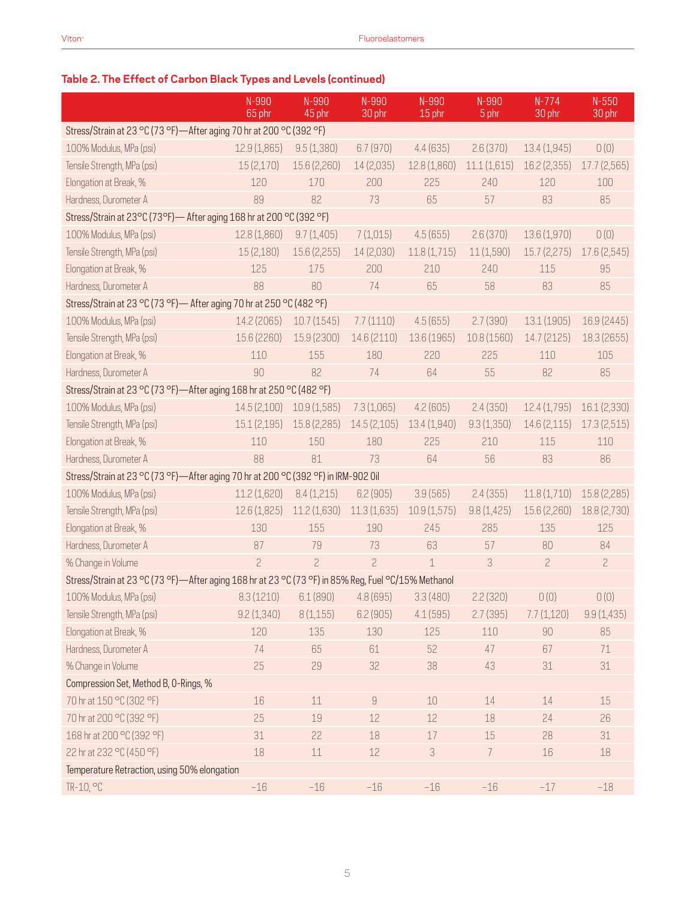## Table 2. The Effect of Carbon Black Types and Levels (continued)

| | N-990 65 phr | N-990 45 phr | N-990 30 phr | N-990 15 phr | N-990 5 phr | N-774 30 phr | N-550 30 phr |
|---|---|---|---|---|---|---|---|
| Stress/Strain at 23 °C (73 °F)—After aging 70 hr at 200 °C (392 °F) | | | | | | | |
| 100% Modulus, MPa (psi) | 12.9 (1,865) | 9.5 (1,380) | 6.7 (970) | 4.4 (635) | 2.6 (370) | 13.4 (1,945) | 0 (0) |
| Tensile Strength, MPa (psi) | 15 (2,170) | 15.6 (2,260) | 14 (2,035) | 12.8 (1,860) | 11.1 (1,615) | 16.2 (2,355) | 17.7 (2,565) |
| Elongation at Break, % | 120 | 170 | 200 | 225 | 240 | 120 | 100 |
| Hardness, Durometer A | 89 | 82 | 73 | 65 | 57 | 83 | 85 |
| Stress/Strain at 23°C (73°F)— After aging 168 hr at 200 °C (392 °F) | | | | | | | |
| 100% Modulus, MPa (psi) | 12.8 (1,860) | 9.7 (1,405) | 7 (1,015) | 4.5 (655) | 2.6 (370) | 13.6 (1,970) | 0 (0) |
| Tensile Strength, MPa (psi) | 15 (2,180) | 15.6 (2,255) | 14 (2,030) | 11.8 (1,715) | 11 (1,590) | 15.7 (2,275) | 17.6 (2,545) |
| Elongation at Break, % | 125 | 175 | 200 | 210 | 240 | 115 | 95 |
| Hardness, Durometer A | 88 | 80 | 74 | 65 | 58 | 83 | 85 |
| Stress/Strain at 23 °C (73 °F)— After aging 70 hr at 250 °C (482 °F) | | | | | | | |
| 100% Modulus, MPa (psi) | 14.2 (2065) | 10.7 (1545) | 7.7 (1110) | 4.5 (655) | 2.7 (390) | 13.1 (1905) | 16.9 (2445) |
| Tensile Strength, MPa (psi) | 15.6 (2260) | 15.9 (2300) | 14.6 (2110) | 13.6 (1965) | 10.8 (1560) | 14.7 (2125) | 18.3 (2655) |
| Elongation at Break, % | 110 | 155 | 180 | 220 | 225 | 110 | 105 |
| Hardness, Durometer A | 90 | 82 | 74 | 64 | 55 | 82 | 85 |
| Stress/Strain at 23 °C (73 °F)—After aging 168 hr at 250 °C (482 °F) | | | | | | | |
| 100% Modulus, MPa (psi) | 14.5 (2,100) | 10.9 (1,585) | 7.3 (1,065) | 4.2 (605) | 2.4 (350) | 12.4 (1,795) | 16.1 (2,330) |
| Tensile Strength, MPa (psi) | 15.1 (2,195) | 15.8 (2,285) | 14.5 (2,105) | 13.4 (1,940) | 9.3 (1,350) | 14.6 (2,115) | 17.3 (2,515) |
| Elongation at Break, % | 110 | 150 | 180 | 225 | 210 | 115 | 110 |
| Hardness, Durometer A | 88 | 81 | 73 | 64 | 56 | 83 | 86 |
| Stress/Strain at 23 °C (73 °F)—After aging 70 hr at 200 °C (392 °F) in IRM-902 Oil | | | | | | | |
| 100% Modulus, MPa (psi) | 11.2 (1,620) | 8.4 (1,215) | 6.2 (905) | 3.9 (565) | 2.4 (355) | 11.8 (1,710) | 15.8 (2,285) |
| Tensile Strength, MPa (psi) | 12.6 (1,825) | 11.2 (1,630) | 11.3 (1,635) | 10.9 (1,575) | 9.8 (1,425) | 15.6 (2,260) | 18.8 (2,730) |
| Elongation at Break, % | 130 | 155 | 190 | 245 | 285 | 135 | 125 |
| Hardness, Durometer A | 87 | 79 | 73 | 63 | 57 | 80 | 84 |
| % Change in Volume | 2 | 2 | 2 | 1 | 3 | 2 | 2 |
| Stress/Strain at 23 °C (73 °F)—After aging 168 hr at 23 °C (73 °F) in 85% Reg, Fuel °C/15% Methanol | | | | | | | |
| 100% Modulus, MPa (psi) | 8.3 (1210) | 6.1 (890) | 4.8 (695) | 3.3 (480) | 2.2 (320) | 0 (0) | 0 (0) |
| Tensile Strength, MPa (psi) | 9.2 (1,340) | 8 (1,155) | 6.2 (905) | 4.1 (595) | 2.7 (395) | 7.7 (1,120) | 9.9 (1,435) |
| Elongation at Break, % | 120 | 135 | 130 | 125 | 110 | 90 | 85 |
| Hardness, Durometer A | 74 | 65 | 61 | 52 | 47 | 67 | 71 |
| % Change in Volume | 25 | 29 | 32 | 38 | 43 | 31 | 31 |
| Compression Set, Method B, O-Rings, % | | | | | | | |
| 70 hr at 150 °C (302 °F) | 16 | 11 | 9 | 10 | 14 | 14 | 15 |
| 70 hr at 200 °C (392 °F) | 25 | 19 | 12 | 12 | 18 | 24 | 26 |
| 168 hr at 200 °C (392 °F) | 31 | 22 | 18 | 17 | 15 | 28 | 31 |
| 22 hr at 232 °C (450 °F) | 18 | 11 | 12 | 3 | 7 | 16 | 18 |
| Temperature Retraction, using 50% elongation | | | | | | | |
| TR-10, °C | −16 | −16 | −16 | −16 | −16 | −17 | −18 |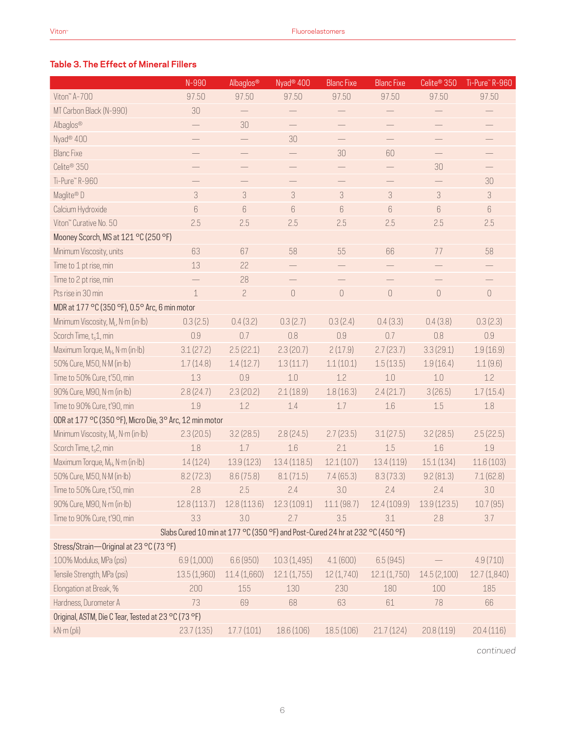## Table 3. The Effect of Mineral Fillers

| | N-990 | Albaglos® | Nyad® 400 | Blanc Fixe | Blanc Fixe | Celite® 350 | Ti-Pure™ R-960 |
|---|---|---|---|---|---|---|---|
| Viton™ A-700 | 97.50 | 97.50 | 97.50 | 97.50 | 97.50 | 97.50 | 97.50 |
| MT Carbon Black (N-990) | 30 | — | — | — | — | — | — |
| Albaglos® | — | 30 | — | — | — | — | — |
| Nyad® 400 | — | — | 30 | — | — | — | — |
| Blanc Fixe | — | — | — | 30 | 60 | — | — |
| Celite® 350 | — | — | — | — | — | 30 | — |
| Ti-Pure™ R-960 | — | — | — | — | — | — | 30 |
| Maglite® D | 3 | 3 | 3 | 3 | 3 | 3 | 3 |
| Calcium Hydroxide | 6 | 6 | 6 | 6 | 6 | 6 | 6 |
| Viton™ Curative No. 50 | 2.5 | 2.5 | 2.5 | 2.5 | 2.5 | 2.5 | 2.5 |
| Mooney Scorch, MS at 121 °C (250 °F) | | | | | | | |
| Minimum Viscosity, units | 63 | 67 | 58 | 55 | 66 | 77 | 58 |
| Time to 1 pt rise, min | 13 | 22 | — | — | — | — | — |
| Time to 2 pt rise, min | — | 28 | — | — | — | — | — |
| Pts rise in 30 min | 1 | 2 | 0 | 0 | 0 | 0 | 0 |
| MDR at 177 °C (350 °F), 0.5° Arc, 6 min motor | | | | | | | |
| Minimum Viscosity, $M_L$, N·m (in·lb) | 0.3 (2.5) | 0.4 (3.2) | 0.3 (2.7) | 0.3 (2.4) | 0.4 (3.3) | 0.4 (3.8) | 0.3 (2.3) |
| Scorch Time, $t_s1$, min | 0.9 | 0.7 | 0.8 | 0.9 | 0.7 | 0.8 | 0.9 |
| Maximum Torque, $M_H$, N·m (in·lb) | 3.1 (27.2) | 2.5 (22.1) | 2.3 (20.7) | 2 (17.9) | 2.7 (23.7) | 3.3 (29.1) | 1.9 (16.9) |
| 50% Cure, M50, N·M (in·lb) | 1.7 (14.8) | 1.4 (12.7) | 1.3 (11.7) | 1.1 (10.1) | 1.5 (13.5) | 1.9 (16.4) | 1.1 (9.6) |
| Time to 50% Cure, t'50, min | 1.3 | 0.9 | 1.0 | 1.2 | 1.0 | 1.0 | 1.2 |
| 90% Cure, M90, N·m (in·lb) | 2.8 (24.7) | 2.3 (20.2) | 2.1 (18.9) | 1.8 (16.3) | 2.4 (21.7) | 3 (26.5) | 1.7 (15.4) |
| Time to 90% Cure, t'90, min | 1.9 | 1.2 | 1.4 | 1.7 | 1.6 | 1.5 | 1.8 |
| ODR at 177 °C (350 °F), Micro Die, 3° Arc, 12 min motor | | | | | | | |
| Minimum Viscosity, $M_L$, N·m (in·lb) | 2.3 (20.5) | 3.2 (28.5) | 2.8 (24.5) | 2.7 (23.5) | 3.1 (27.5) | 3.2 (28.5) | 2.5 (22.5) |
| Scorch Time, $t_s2$, min | 1.8 | 1.7 | 1.6 | 2.1 | 1.5 | 1.6 | 1.9 |
| Maximum Torque, $M_H$, N·m (in·lb) | 14 (124) | 13.9 (123) | 13.4 (118.5) | 12.1 (107) | 13.4 (119) | 15.1 (134) | 11.6 (103) |
| 50% Cure, M50, N·M (in·lb) | 8.2 (72.3) | 8.6 (75.8) | 8.1 (71.5) | 7.4 (65.3) | 8.3 (73.3) | 9.2 (81.3) | 7.1 (62.8) |
| Time to 50% Cure, t'50, min | 2.8 | 2.5 | 2.4 | 3.0 | 2.4 | 2.4 | 3.0 |
| 90% Cure, M90, N·m (in·lb) | 12.8 (113.7) | 12.8 (113.6) | 12.3 (109.1) | 11.1 (98.7) | 12.4 (109.9) | 13.9 (123.5) | 10.7 (95) |
| Time to 90% Cure, t'90, min | 3.3 | 3.0 | 2.7 | 3.5 | 3.1 | 2.8 | 3.7 |
| Slabs Cured 10 min at 177 °C (350 °F) and Post-Cured 24 hr at 232 °C (450 °F) | | | | | | | |
| Stress/Strain—Original at 23 °C (73 °F) | | | | | | | |
| 100% Modulus, MPa (psi) | 6.9 (1,000) | 6.6 (950) | 10.3 (1,495) | 4.1 (600) | 6.5 (945) | — | 4.9 (710) |
| Tensile Strength, MPa (psi) | 13.5 (1,960) | 11.4 (1,660) | 12.1 (1,755) | 12 (1,740) | 12.1 (1,750) | 14.5 (2,100) | 12.7 (1,840) |
| Elongation at Break, % | 200 | 155 | 130 | 230 | 180 | 100 | 185 |
| Hardness, Durometer A | 73 | 69 | 68 | 63 | 61 | 78 | 66 |
| Original, ASTM, Die C Tear, Tested at 23 °C (73 °F) | | | | | | | |
| kN·m (pli) | 23.7 (135) | 17.7 (101) | 18.6 (106) | 18.5 (106) | 21.7 (124) | 20.8 (119) | 20.4 (116) |

*continued*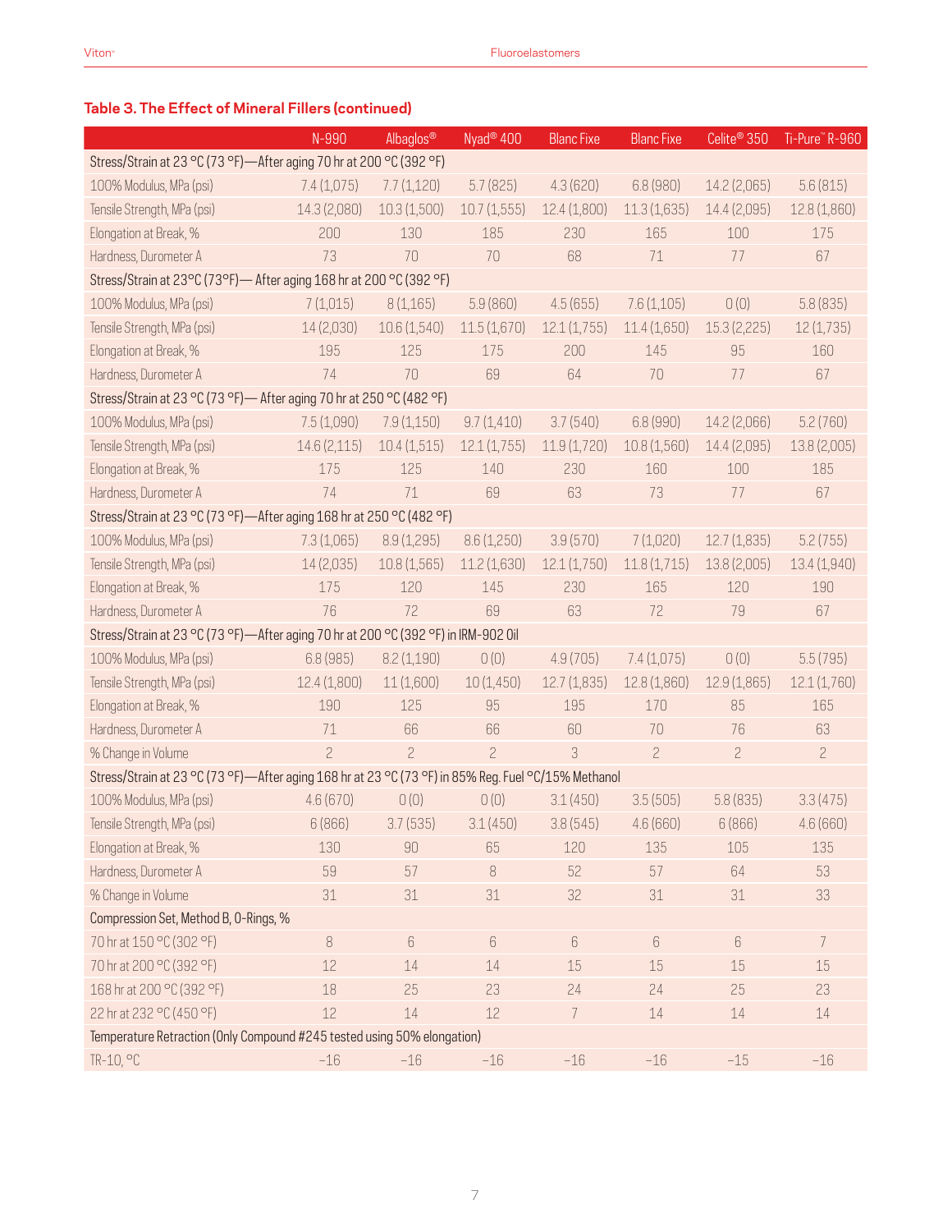## Table 3. The Effect of Mineral Fillers (continued)

| | N-990 | Albaglos® | Nyad® 400 | Blanc Fixe | Blanc Fixe | Celite® 350 | Ti-Pure™ R-960 |
|---|---|---|---|---|---|---|---|
| Stress/Strain at 23 °C (73 °F)—After aging 70 hr at 200 °C (392 °F) | | | | | | | |
| 100% Modulus, MPa (psi) | 7.4 (1,075) | 7.7 (1,120) | 5.7 (825) | 4.3 (620) | 6.8 (980) | 14.2 (2,065) | 5.6 (815) |
| Tensile Strength, MPa (psi) | 14.3 (2,080) | 10.3 (1,500) | 10.7 (1,555) | 12.4 (1,800) | 11.3 (1,635) | 14.4 (2,095) | 12.8 (1,860) |
| Elongation at Break, % | 200 | 130 | 185 | 230 | 165 | 100 | 175 |
| Hardness, Durometer A | 73 | 70 | 70 | 68 | 71 | 77 | 67 |
| Stress/Strain at 23°C (73°F)— After aging 168 hr at 200 °C (392 °F) | | | | | | | |
| 100% Modulus, MPa (psi) | 7 (1,015) | 8 (1,165) | 5.9 (860) | 4.5 (655) | 7.6 (1,105) | 0 (0) | 5.8 (835) |
| Tensile Strength, MPa (psi) | 14 (2,030) | 10.6 (1,540) | 11.5 (1,670) | 12.1 (1,755) | 11.4 (1,650) | 15.3 (2,225) | 12 (1,735) |
| Elongation at Break, % | 195 | 125 | 175 | 200 | 145 | 95 | 160 |
| Hardness, Durometer A | 74 | 70 | 69 | 64 | 70 | 77 | 67 |
| Stress/Strain at 23 °C (73 °F)— After aging 70 hr at 250 °C (482 °F) | | | | | | | |
| 100% Modulus, MPa (psi) | 7.5 (1,090) | 7.9 (1,150) | 9.7 (1,410) | 3.7 (540) | 6.8 (990) | 14.2 (2,066) | 5.2 (760) |
| Tensile Strength, MPa (psi) | 14.6 (2,115) | 10.4 (1,515) | 12.1 (1,755) | 11.9 (1,720) | 10.8 (1,560) | 14.4 (2,095) | 13.8 (2,005) |
| Elongation at Break, % | 175 | 125 | 140 | 230 | 160 | 100 | 185 |
| Hardness, Durometer A | 74 | 71 | 69 | 63 | 73 | 77 | 67 |
| Stress/Strain at 23 °C (73 °F)—After aging 168 hr at 250 °C (482 °F) | | | | | | | |
| 100% Modulus, MPa (psi) | 7.3 (1,065) | 8.9 (1,295) | 8.6 (1,250) | 3.9 (570) | 7 (1,020) | 12.7 (1,835) | 5.2 (755) |
| Tensile Strength, MPa (psi) | 14 (2,035) | 10.8 (1,565) | 11.2 (1,630) | 12.1 (1,750) | 11.8 (1,715) | 13.8 (2,005) | 13.4 (1,940) |
| Elongation at Break, % | 175 | 120 | 145 | 230 | 165 | 120 | 190 |
| Hardness, Durometer A | 76 | 72 | 69 | 63 | 72 | 79 | 67 |
| Stress/Strain at 23 °C (73 °F)—After aging 70 hr at 200 °C (392 °F) in IRM-902 Oil | | | | | | | |
| 100% Modulus, MPa (psi) | 6.8 (985) | 8.2 (1,190) | 0 (0) | 4.9 (705) | 7.4 (1,075) | 0 (0) | 5.5 (795) |
| Tensile Strength, MPa (psi) | 12.4 (1,800) | 11 (1,600) | 10 (1,450) | 12.7 (1,835) | 12.8 (1,860) | 12.9 (1,865) | 12.1 (1,760) |
| Elongation at Break, % | 190 | 125 | 95 | 195 | 170 | 85 | 165 |
| Hardness, Durometer A | 71 | 66 | 66 | 60 | 70 | 76 | 63 |
| % Change in Volume | 2 | 2 | 2 | 3 | 2 | 2 | 2 |
| Stress/Strain at 23 °C (73 °F)—After aging 168 hr at 23 °C (73 °F) in 85% Reg. Fuel °C/15% Methanol | | | | | | | |
| 100% Modulus, MPa (psi) | 4.6 (670) | 0 (0) | 0 (0) | 3.1 (450) | 3.5 (505) | 5.8 (835) | 3.3 (475) |
| Tensile Strength, MPa (psi) | 6 (866) | 3.7 (535) | 3.1 (450) | 3.8 (545) | 4.6 (660) | 6 (866) | 4.6 (660) |
| Elongation at Break, % | 130 | 90 | 65 | 120 | 135 | 105 | 135 |
| Hardness, Durometer A | 59 | 57 | 8 | 52 | 57 | 64 | 53 |
| % Change in Volume | 31 | 31 | 31 | 32 | 31 | 31 | 33 |
| Compression Set, Method B, O-Rings, % | | | | | | | |
| 70 hr at 150 °C (302 °F) | 8 | 6 | 6 | 6 | 6 | 6 | 7 |
| 70 hr at 200 °C (392 °F) | 12 | 14 | 14 | 15 | 15 | 15 | 15 |
| 168 hr at 200 °C (392 °F) | 18 | 25 | 23 | 24 | 24 | 25 | 23 |
| 22 hr at 232 °C (450 °F) | 12 | 14 | 12 | 7 | 14 | 14 | 14 |
| Temperature Retraction (Only Compound #245 tested using 50% elongation) | | | | | | | |
| TR-10, °C | −16 | −16 | −16 | −16 | −16 | −15 | −16 |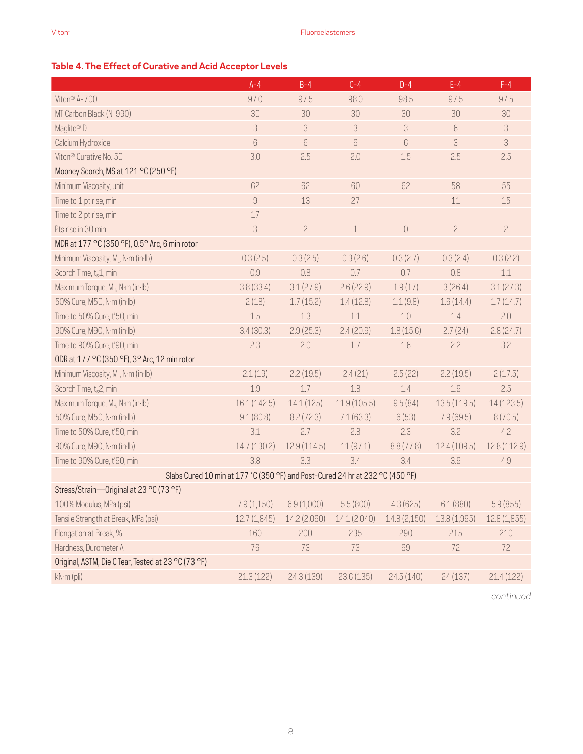## Table 4. The Effect of Curative and Acid Acceptor Levels

| | A-4 | B-4 | C-4 | D-4 | E-4 | F-4 |
|---|---|---|---|---|---|---|
| Viton® A-700 | 97.0 | 97.5 | 98.0 | 98.5 | 97.5 | 97.5 |
| MT Carbon Black (N-990) | 30 | 30 | 30 | 30 | 30 | 30 |
| Maglite® D | 3 | 3 | 3 | 3 | 6 | 3 |
| Calcium Hydroxide | 6 | 6 | 6 | 6 | 3 | 3 |
| Viton® Curative No. 50 | 3.0 | 2.5 | 2.0 | 1.5 | 2.5 | 2.5 |
| **Mooney Scorch, MS at 121 °C (250 °F)** | | | | | | |
| Minimum Viscosity, unit | 62 | 62 | 60 | 62 | 58 | 55 |
| Time to 1 pt rise, min | 9 | 13 | 27 | — | 11 | 15 |
| Time to 2 pt rise, min | 17 | — | — | — | — | — |
| Pts rise in 30 min | 3 | 2 | 1 | 0 | 2 | 2 |
| **MDR at 177 °C (350 °F), 0.5° Arc, 6 min rotor** | | | | | | |
| Minimum Viscosity, $M_L$, N·m (in·lb) | 0.3 (2.5) | 0.3 (2.5) | 0.3 (2.6) | 0.3 (2.7) | 0.3 (2.4) | 0.3 (2.2) |
| Scorch Time, $t_s1$, min | 0.9 | 0.8 | 0.7 | 0.7 | 0.8 | 1.1 |
| Maximum Torque, $M_H$, N·m (in·lb) | 3.8 (33.4) | 3.1 (27.9) | 2.6 (22.9) | 1.9 (17) | 3 (26.4) | 3.1 (27.3) |
| 50% Cure, M50, N·m (in·lb) | 2 (18) | 1.7 (15.2) | 1.4 (12.8) | 1.1 (9.8) | 1.6 (14.4) | 1.7 (14.7) |
| Time to 50% Cure, t'50, min | 1.5 | 1.3 | 1.1 | 1.0 | 1.4 | 2.0 |
| 90% Cure, M90, N·m (in·lb) | 3.4 (30.3) | 2.9 (25.3) | 2.4 (20.9) | 1.8 (15.6) | 2.7 (24) | 2.8 (24.7) |
| Time to 90% Cure, t'90, min | 2.3 | 2.0 | 1.7 | 1.6 | 2.2 | 3.2 |
| **ODR at 177 °C (350 °F), 3° Arc, 12 min rotor** | | | | | | |
| Minimum Viscosity, $M_L$, N·m (in·lb) | 2.1 (19) | 2.2 (19.5) | 2.4 (21) | 2.5 (22) | 2.2 (19.5) | 2 (17.5) |
| Scorch Time, $t_s2$, min | 1.9 | 1.7 | 1.8 | 1.4 | 1.9 | 2.5 |
| Maximum Torque, $M_H$, N·m (in·lb) | 16.1 (142.5) | 14.1 (125) | 11.9 (105.5) | 9.5 (84) | 13.5 (119.5) | 14 (123.5) |
| 50% Cure, M50, N·m (in·lb) | 9.1 (80.8) | 8.2 (72.3) | 7.1 (63.3) | 6 (53) | 7.9 (69.5) | 8 (70.5) |
| Time to 50% Cure, t'50, min | 3.1 | 2.7 | 2.8 | 2.3 | 3.2 | 4.2 |
| 90% Cure, M90, N·m (in·lb) | 14.7 (130.2) | 12.9 (114.5) | 11 (97.1) | 8.8 (77.8) | 12.4 (109.5) | 12.8 (112.9) |
| Time to 90% Cure, t'90, min | 3.8 | 3.3 | 3.4 | 3.4 | 3.9 | 4.9 |
| **Slabs Cured 10 min at 177 °C (350 °F) and Post-Cured 24 hr at 232 °C (450 °F)** | | | | | | |
| **Stress/Strain—Original at 23 °C (73 °F)** | | | | | | |
| 100% Modulus, MPa (psi) | 7.9 (1,150) | 6.9 (1,000) | 5.5 (800) | 4.3 (625) | 6.1 (880) | 5.9 (855) |
| Tensile Strength at Break, MPa (psi) | 12.7 (1,845) | 14.2 (2,060) | 14.1 (2,040) | 14.8 (2,150) | 13.8 (1,995) | 12.8 (1,855) |
| Elongation at Break, % | 160 | 200 | 235 | 290 | 215 | 210 |
| Hardness, Durometer A | 76 | 73 | 73 | 69 | 72 | 72 |
| **Original, ASTM, Die C Tear, Tested at 23 °C (73 °F)** | | | | | | |
| kN·m (pli) | 21.3 (122) | 24.3 (139) | 23.6 (135) | 24.5 (140) | 24 (137) | 21.4 (122) |

*continued*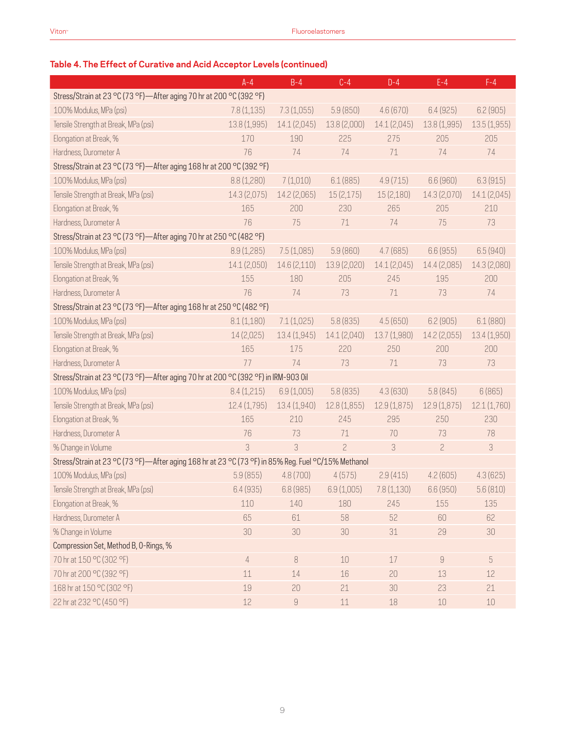### Table 4. The Effect of Curative and Acid Acceptor Levels (continued)

| | A-4 | B-4 | C-4 | D-4 | E-4 | F-4 |
|---|---|---|---|---|---|---|
| Stress/Strain at 23 °C (73 °F)—After aging 70 hr at 200 °C (392 °F) | | | | | | |
| 100% Modulus, MPa (psi) | 7.8 (1,135) | 7.3 (1,055) | 5.9 (850) | 4.6 (670) | 6.4 (925) | 6.2 (905) |
| Tensile Strength at Break, MPa (psi) | 13.8 (1,995) | 14.1 (2,045) | 13.8 (2,000) | 14.1 (2,045) | 13.8 (1,995) | 13.5 (1,955) |
| Elongation at Break, % | 170 | 190 | 225 | 275 | 205 | 205 |
| Hardness, Durometer A | 76 | 74 | 74 | 71 | 74 | 74 |
| Stress/Strain at 23 °C (73 °F)—After aging 168 hr at 200 °C (392 °F) | | | | | | |
| 100% Modulus, MPa (psi) | 8.8 (1,280) | 7 (1,010) | 6.1 (885) | 4.9 (715) | 6.6 (960) | 6.3 (915) |
| Tensile Strength at Break, MPa (psi) | 14.3 (2,075) | 14.2 (2,065) | 15 (2,175) | 15 (2,180) | 14.3 (2,070) | 14.1 (2,045) |
| Elongation at Break, % | 165 | 200 | 230 | 265 | 205 | 210 |
| Hardness, Durometer A | 76 | 75 | 71 | 74 | 75 | 73 |
| Stress/Strain at 23 °C (73 °F)—After aging 70 hr at 250 °C (482 °F) | | | | | | |
| 100% Modulus, MPa (psi) | 8.9 (1,285) | 7.5 (1,085) | 5.9 (860) | 4.7 (685) | 6.6 (955) | 6.5 (940) |
| Tensile Strength at Break, MPa (psi) | 14.1 (2,050) | 14.6 (2,110) | 13.9 (2,020) | 14.1 (2,045) | 14.4 (2,085) | 14.3 (2,080) |
| Elongation at Break, % | 155 | 180 | 205 | 245 | 195 | 200 |
| Hardness, Durometer A | 76 | 74 | 73 | 71 | 73 | 74 |
| Stress/Strain at 23 °C (73 °F)—After aging 168 hr at 250 °C (482 °F) | | | | | | |
| 100% Modulus, MPa (psi) | 8.1 (1,180) | 7.1 (1,025) | 5.8 (835) | 4.5 (650) | 6.2 (905) | 6.1 (880) |
| Tensile Strength at Break, MPa (psi) | 14 (2,025) | 13.4 (1,945) | 14.1 (2,040) | 13.7 (1,980) | 14.2 (2,055) | 13.4 (1,950) |
| Elongation at Break, % | 165 | 175 | 220 | 250 | 200 | 200 |
| Hardness, Durometer A | 77 | 74 | 73 | 71 | 73 | 73 |
| Stress/Strain at 23 °C (73 °F)—After aging 70 hr at 200 °C (392 °F) in IRM-903 Oil | | | | | | |
| 100% Modulus, MPa (psi) | 8.4 (1,215) | 6.9 (1,005) | 5.8 (835) | 4.3 (630) | 5.8 (845) | 6 (865) |
| Tensile Strength at Break, MPa (psi) | 12.4 (1,795) | 13.4 (1,940) | 12.8 (1,855) | 12.9 (1,875) | 12.9 (1,875) | 12.1 (1,760) |
| Elongation at Break, % | 165 | 210 | 245 | 295 | 250 | 230 |
| Hardness, Durometer A | 76 | 73 | 71 | 70 | 73 | 78 |
| % Change in Volume | 3 | 3 | 2 | 3 | 2 | 3 |
| Stress/Strain at 23 °C (73 °F)—After aging 168 hr at 23 °C (73 °F) in 85% Reg. Fuel °C/15% Methanol | | | | | | |
| 100% Modulus, MPa (psi) | 5.9 (855) | 4.8 (700) | 4 (575) | 2.9 (415) | 4.2 (605) | 4.3 (625) |
| Tensile Strength at Break, MPa (psi) | 6.4 (935) | 6.8 (985) | 6.9 (1,005) | 7.8 (1,130) | 6.6 (950) | 5.6 (810) |
| Elongation at Break, % | 110 | 140 | 180 | 245 | 155 | 135 |
| Hardness, Durometer A | 65 | 61 | 58 | 52 | 60 | 62 |
| % Change in Volume | 30 | 30 | 30 | 31 | 29 | 30 |
| Compression Set, Method B, O-Rings, % | | | | | | |
| 70 hr at 150 °C (302 °F) | 4 | 8 | 10 | 17 | 9 | 5 |
| 70 hr at 200 °C (392 °F) | 11 | 14 | 16 | 20 | 13 | 12 |
| 168 hr at 150 °C (302 °F) | 19 | 20 | 21 | 30 | 23 | 21 |
| 22 hr at 232 °C (450 °F) | 12 | 9 | 11 | 18 | 10 | 10 |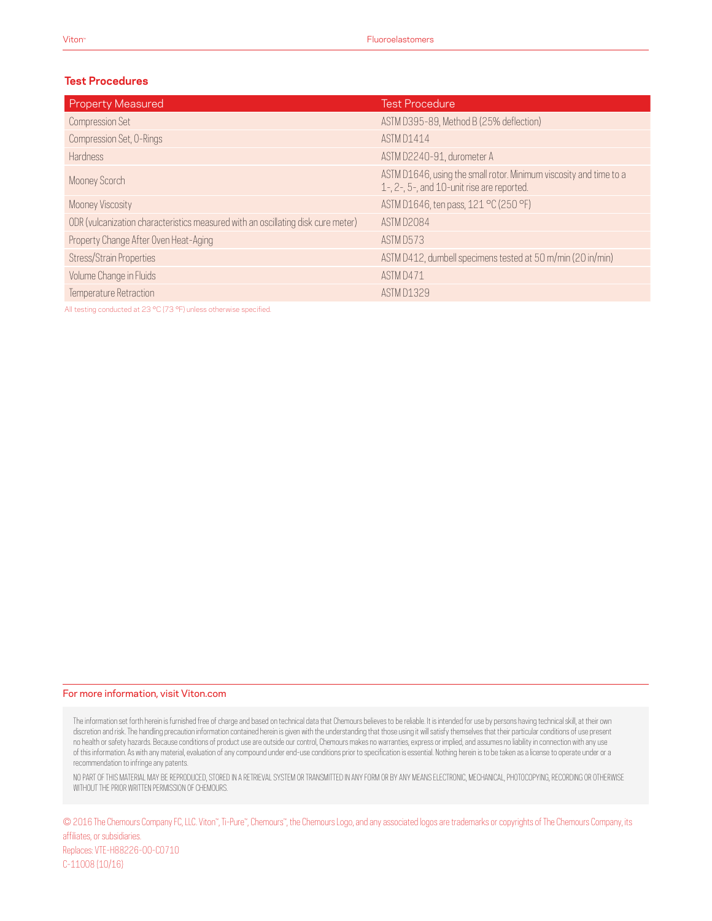## Test Procedures

| Property Measured | Test Procedure |
|---|---|
| Compression Set | ASTM D395-89, Method B (25% deflection) |
| Compression Set, O-Rings | ASTM D1414 |
| Hardness | ASTM D2240-91, durometer A |
| Mooney Scorch | ASTM D1646, using the small rotor. Minimum viscosity and time to a 1-, 2-, 5-, and 10-unit rise are reported. |
| Mooney Viscosity | ASTM D1646, ten pass, 121 °C (250 °F) |
| ODR (vulcanization characteristics measured with an oscillating disk cure meter) | ASTM D2084 |
| Property Change After Oven Heat-Aging | ASTM D573 |
| Stress/Strain Properties | ASTM D412, dumbell specimens tested at 50 m/min (20 in/min) |
| Volume Change in Fluids | ASTM D471 |
| Temperature Retraction | ASTM D1329 |

All testing conducted at 23 °C (73 °F) unless otherwise specified.

For more information, visit Viton.com

The information set forth herein is furnished free of charge and based on technical data that Chemours believes to be reliable. It is intended for use by persons having technical skill, at their own discretion and risk. The handling precaution information contained herein is given with the understanding that those using it will satisfy themselves that their particular conditions of use present no health or safety hazards. Because conditions of product use are outside our control, Chemours makes no warranties, express or implied, and assumes no liability in connection with any use of this information. As with any material, evaluation of any compound under end-use conditions prior to specification is essential. Nothing herein is to be taken as a license to operate under or a recommendation to infringe any patents.

NO PART OF THIS MATERIAL MAY BE REPRODUCED, STORED IN A RETRIEVAL SYSTEM OR TRANSMITTED IN ANY FORM OR BY ANY MEANS ELECTRONIC, MECHANICAL, PHOTOCOPYING, RECORDING OR OTHERWISE WITHOUT THE PRIOR WRITTEN PERMISSION OF CHEMOURS.

© 2016 The Chemours Company FC, LLC. Viton™, Ti-Pure™, Chemours™, the Chemours Logo, and any associated logos are trademarks or copyrights of The Chemours Company, its affiliates, or subsidiaries.
Replaces: VTE-H88226-00-C0710
C-11008 (10/16)